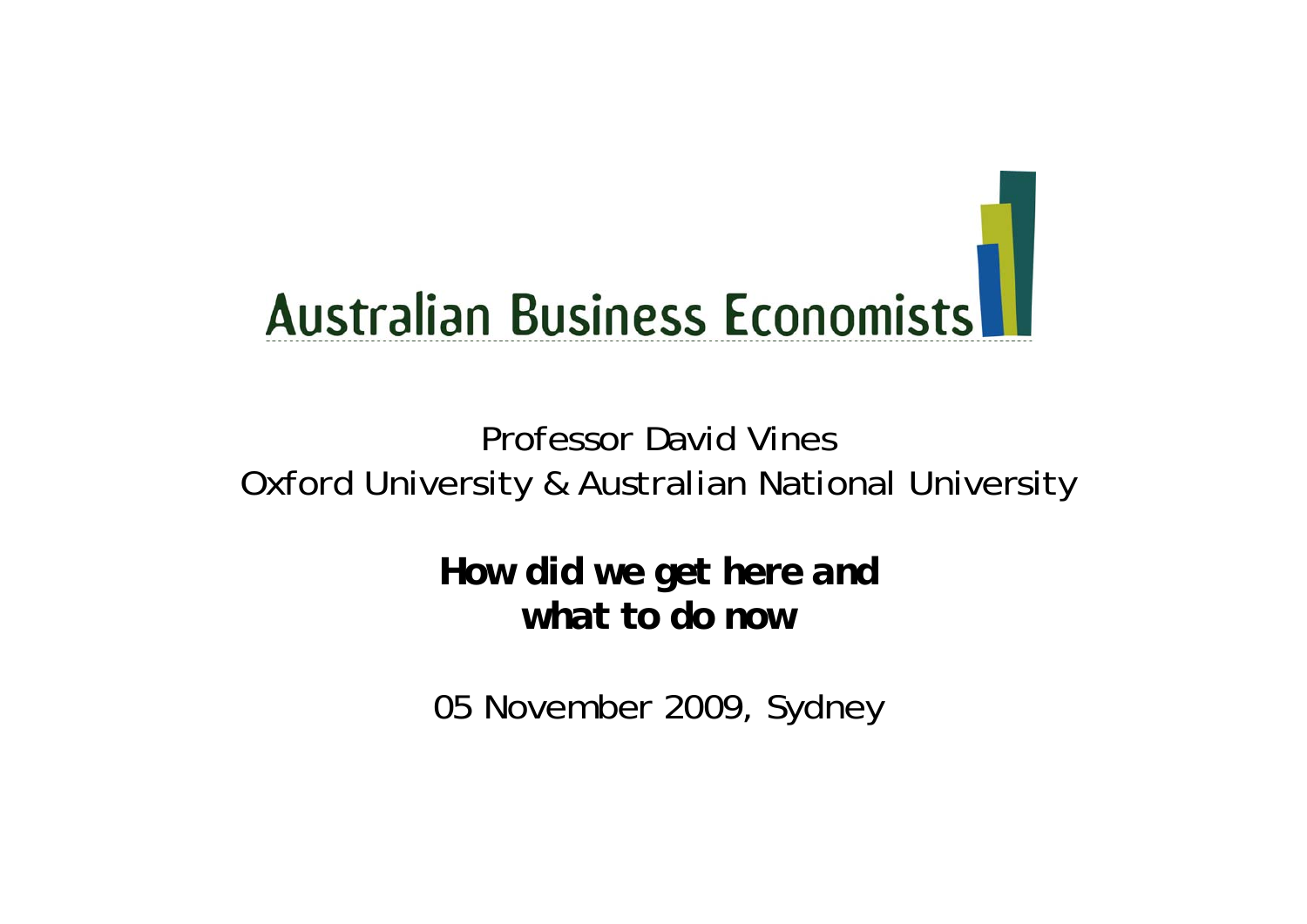Australian Business Economists

Professor David Vines
Oxford University & Australian National University

# How did we get here and what to do now

05 November 2009, Sydney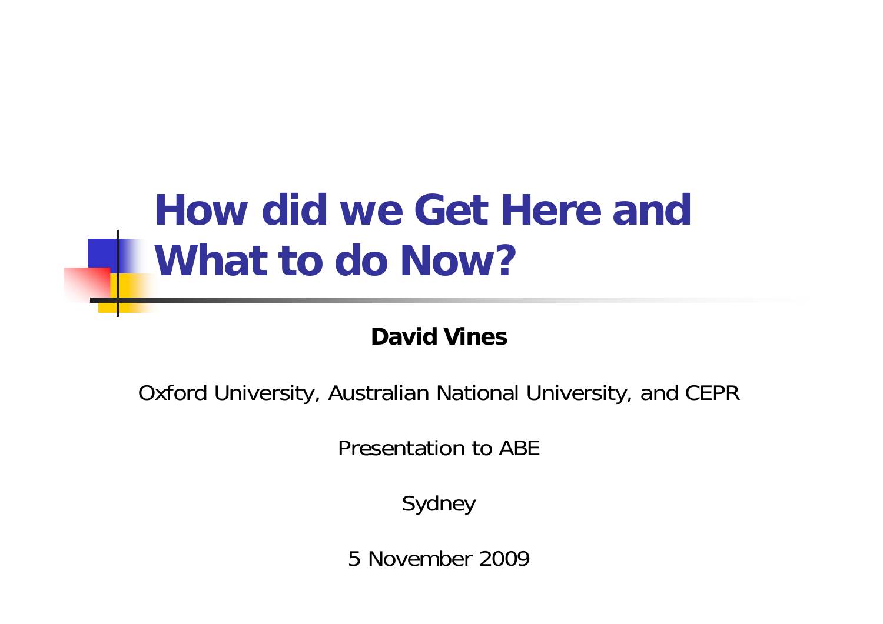# How did we Get Here and What to do Now?

**David Vines**

Oxford University, Australian National University, and CEPR

Presentation to ABE

Sydney

5 November 2009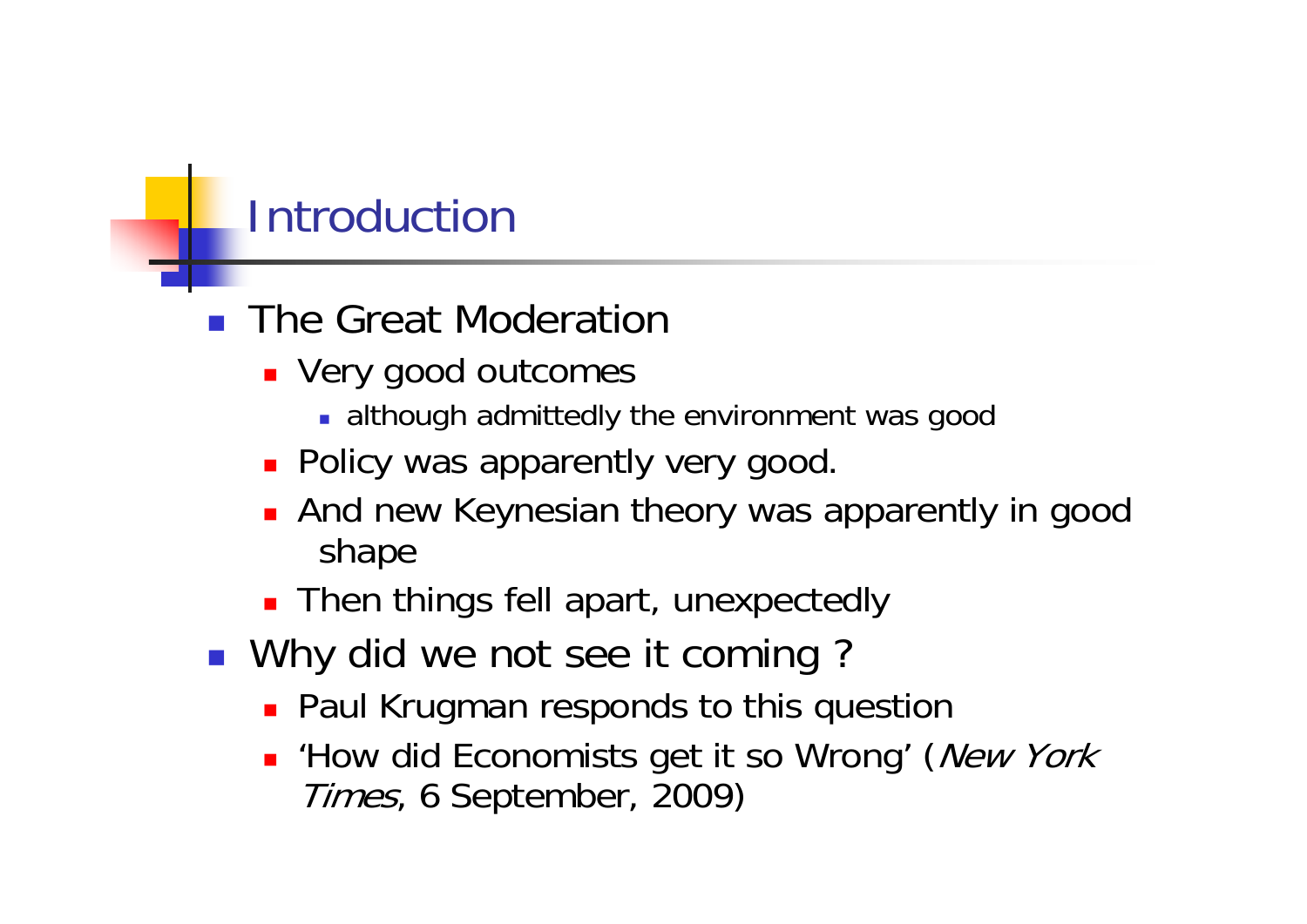# Introduction

- The Great Moderation
  - Very good outcomes
    - although admittedly the environment was good
  - Policy was apparently very good.
  - And new Keynesian theory was apparently in good shape
  - Then things fell apart, unexpectedly
- Why did we not see it coming ?
  - Paul Krugman responds to this question
  - 'How did Economists get it so Wrong' (*New York Times*, 6 September, 2009)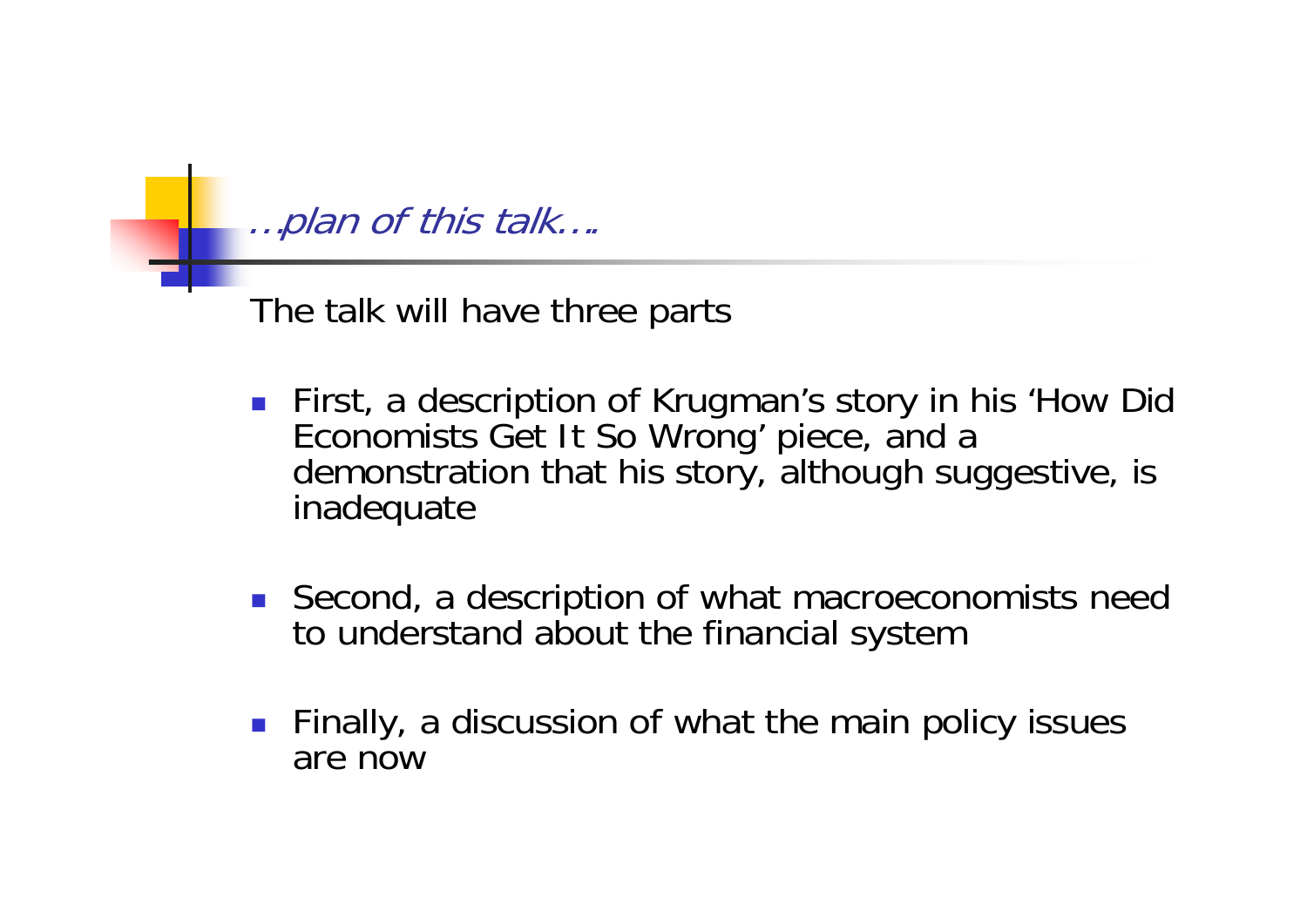## *…plan of this talk….*

The talk will have three parts

- First, a description of Krugman's story in his 'How Did Economists Get It So Wrong' piece, and a demonstration that his story, although suggestive, is inadequate

- Second, a description of what macroeconomists need to understand about the financial system

- Finally, a discussion of what the main policy issues are now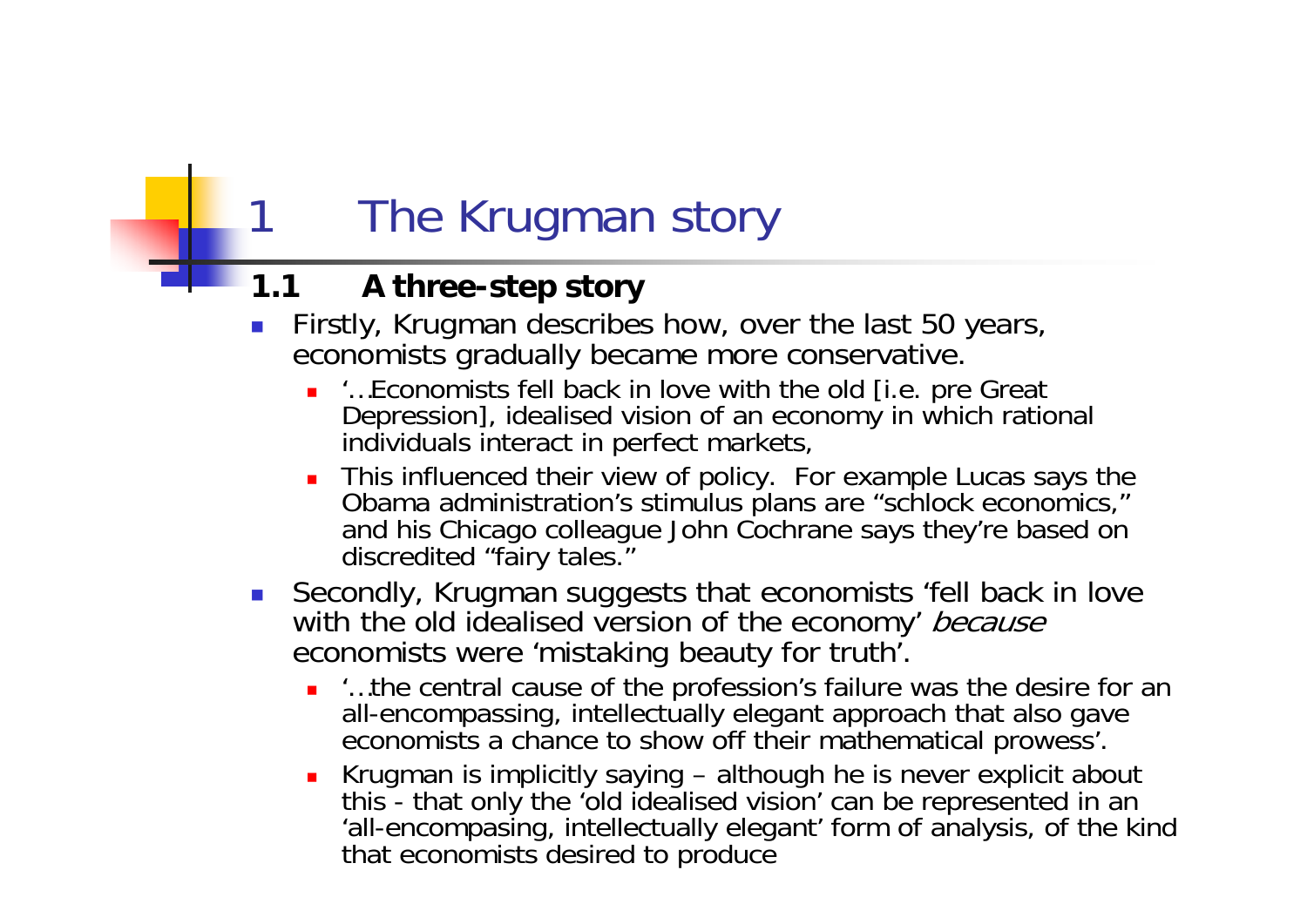# 1 The Krugman story

## 1.1 A three-step story

- Firstly, Krugman describes how, over the last 50 years, economists gradually became more conservative.
  - '…Economists fell back in love with the old [i.e. pre Great Depression], idealised vision of an economy in which rational individuals interact in perfect markets,
  - This influenced their view of policy. For example Lucas says the Obama administration's stimulus plans are "schlock economics," and his Chicago colleague John Cochrane says they're based on discredited "fairy tales."
- Secondly, Krugman suggests that economists 'fell back in love with the old idealised version of the economy' *because* economists were 'mistaking beauty for truth'.
  - '…the central cause of the profession's failure was the desire for an all-encompassing, intellectually elegant approach that also gave economists a chance to show off their mathematical prowess'.
  - Krugman is implicitly saying – although he is never explicit about this - that only the 'old idealised vision' can be represented in an 'all-encompasing, intellectually elegant' form of analysis, of the kind that economists desired to produce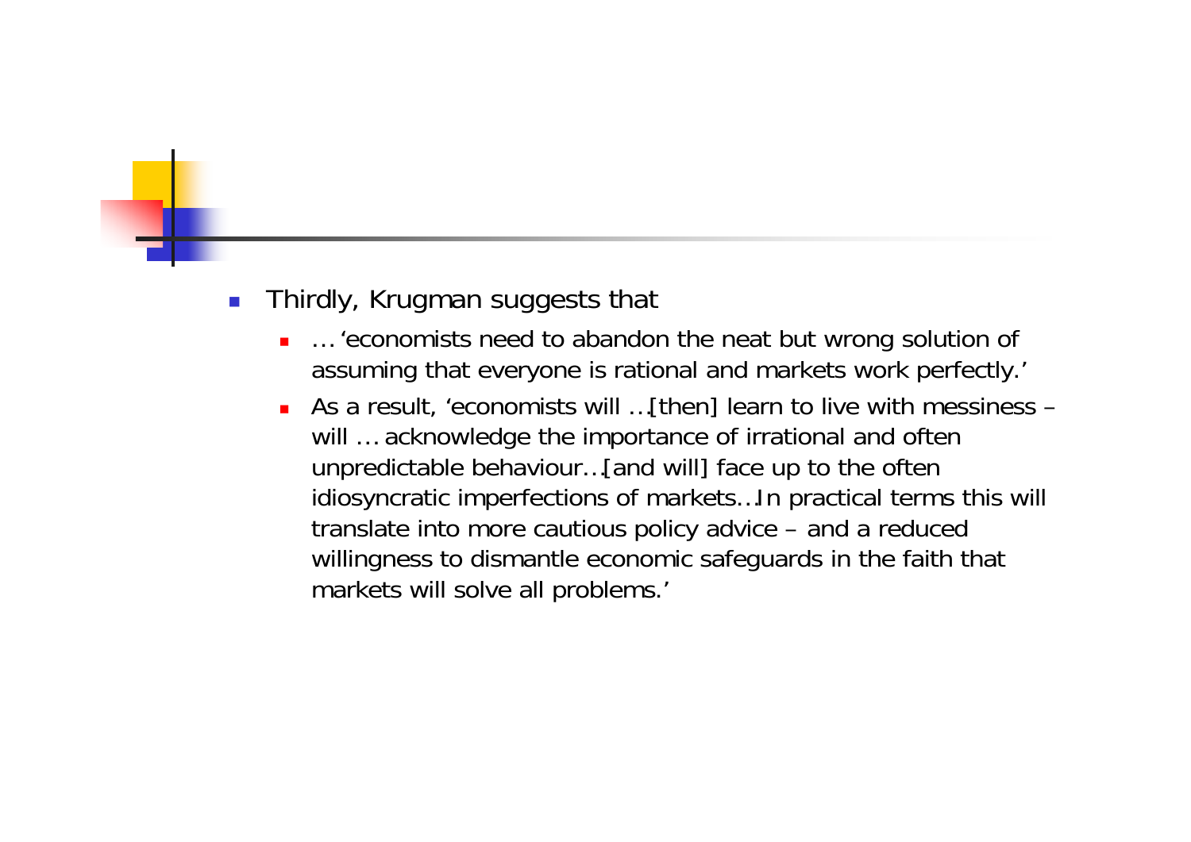- Thirdly, Krugman suggests that
  - … 'economists need to abandon the neat but wrong solution of assuming that everyone is rational and markets work perfectly.'
  - As a result, 'economists will …[then] learn to live with messiness – will … acknowledge the importance of irrational and often unpredictable behaviour…[and will] face up to the often idiosyncratic imperfections of markets…In practical terms this will translate into more cautious policy advice – and a reduced willingness to dismantle economic safeguards in the faith that markets will solve all problems.'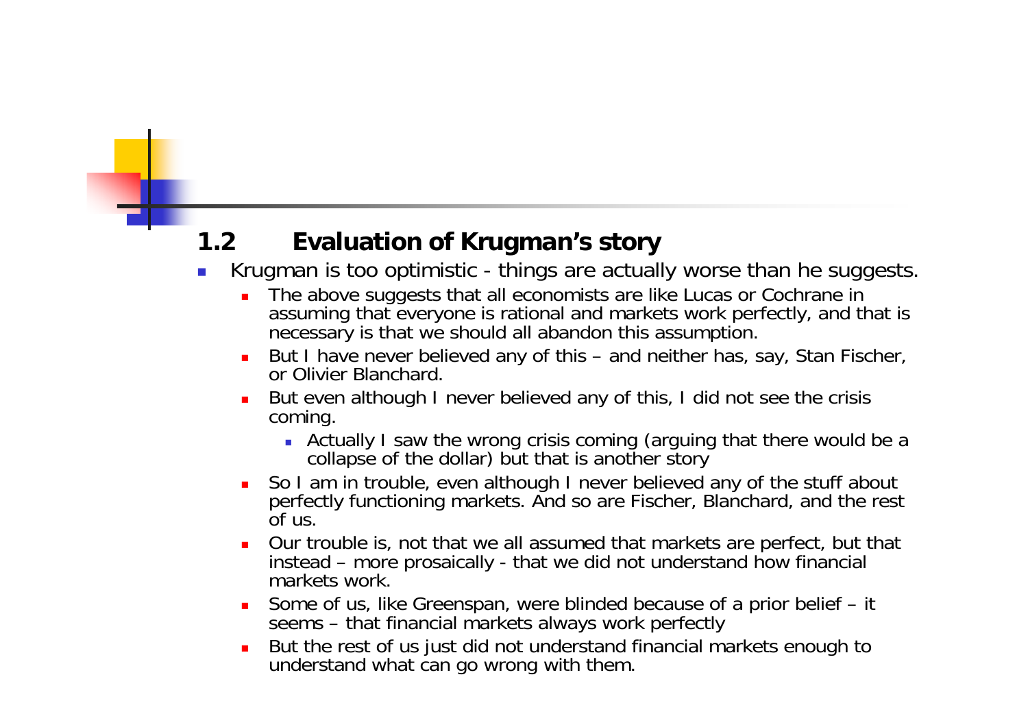## 1.2 Evaluation of Krugman's story

- Krugman is too optimistic - things are actually worse than he suggests.
  - The above suggests that all economists are like Lucas or Cochrane in assuming that everyone is rational and markets work perfectly, and that is necessary is that we should all abandon this assumption.
  - But I have never believed any of this – and neither has, say, Stan Fischer, or Olivier Blanchard.
  - But even although I never believed any of this, I did not see the crisis coming.
    - Actually I saw the wrong crisis coming (arguing that there would be a collapse of the dollar) but that is another story
  - So I am in trouble, even although I never believed any of the stuff about perfectly functioning markets. And so are Fischer, Blanchard, and the rest of us.
  - Our trouble is, not that we all assumed that markets are perfect, but that instead – more prosaically - that we did not understand how financial markets work.
  - Some of us, like Greenspan, were blinded because of a prior belief – it seems – that financial markets always work perfectly
  - But the rest of us just did not understand financial markets enough to understand what can go wrong with them.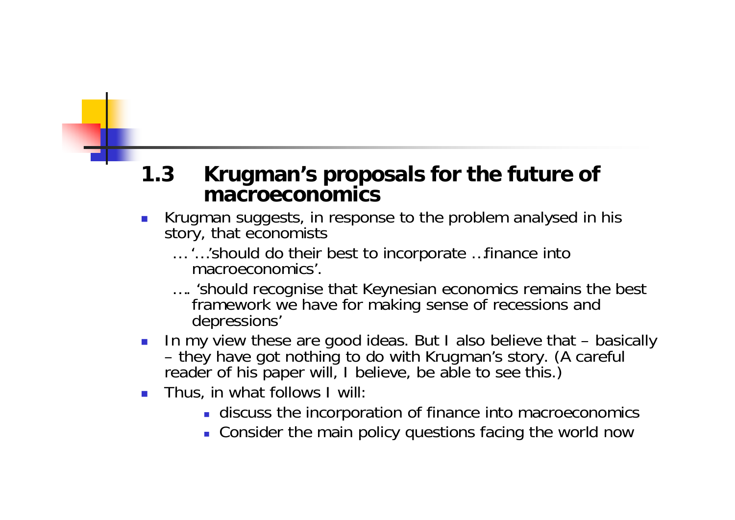## 1.3 Krugman's proposals for the future of macroeconomics

- Krugman suggests, in response to the problem analysed in his story, that economists
  - … '…'should do their best to incorporate …finance into macroeconomics'.
  - …. 'should recognise that Keynesian economics remains the best framework we have for making sense of recessions and depressions'
- In my view these are good ideas. But I also believe that – basically – they have got nothing to do with Krugman's story. (A careful reader of his paper will, I believe, be able to see this.)
- Thus, in what follows I will:
  - discuss the incorporation of finance into macroeconomics
  - Consider the main policy questions facing the world now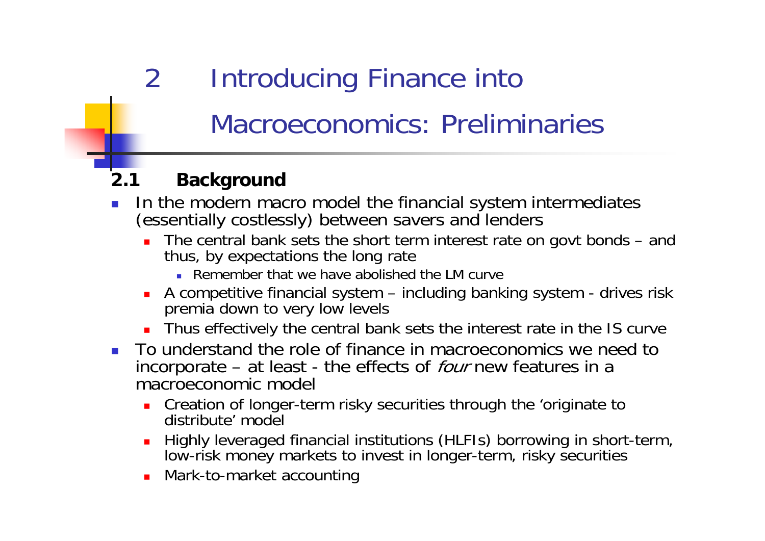# 2 Introducing Finance into Macroeconomics: Preliminaries

## 2.1 Background

- In the modern macro model the financial system intermediates (essentially costlessly) between savers and lenders
  - The central bank sets the short term interest rate on govt bonds – and thus, by expectations the long rate
    - Remember that we have abolished the LM curve
  - A competitive financial system – including banking system - drives risk premia down to very low levels
  - Thus effectively the central bank sets the interest rate in the IS curve
- To understand the role of finance in macroeconomics we need to incorporate – at least - the effects of *four* new features in a macroeconomic model
  - Creation of longer-term risky securities through the 'originate to distribute' model
  - Highly leveraged financial institutions (HLFIs) borrowing in short-term, low-risk money markets to invest in longer-term, risky securities
  - Mark-to-market accounting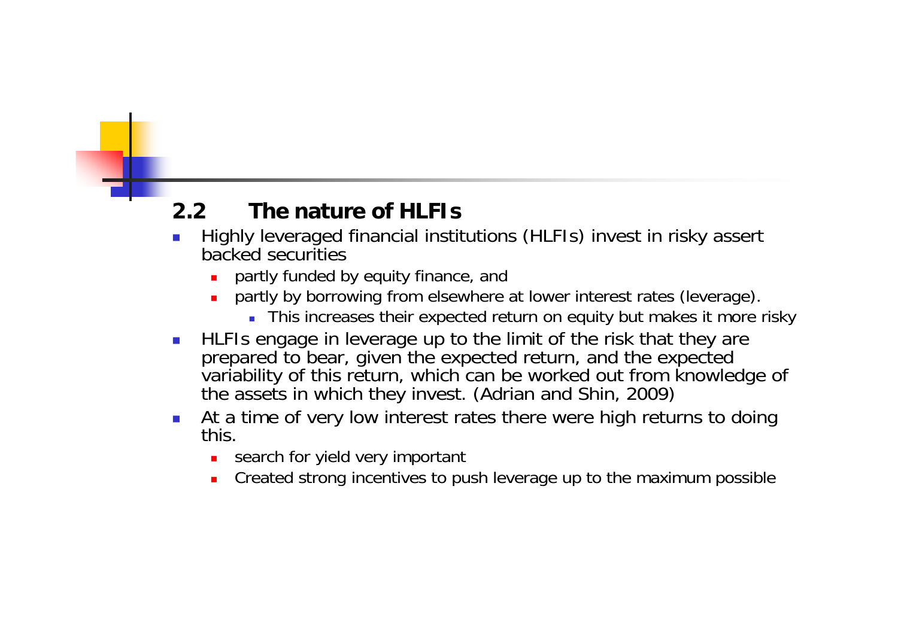## 2.2 The nature of HLFIs

- Highly leveraged financial institutions (HLFIs) invest in risky assert backed securities
  - partly funded by equity finance, and
  - partly by borrowing from elsewhere at lower interest rates (leverage).
    - This increases their expected return on equity but makes it more risky
- HLFIs engage in leverage up to the limit of the risk that they are prepared to bear, given the expected return, and the expected variability of this return, which can be worked out from knowledge of the assets in which they invest. (Adrian and Shin, 2009)
- At a time of very low interest rates there were high returns to doing this.
  - search for yield very important
  - Created strong incentives to push leverage up to the maximum possible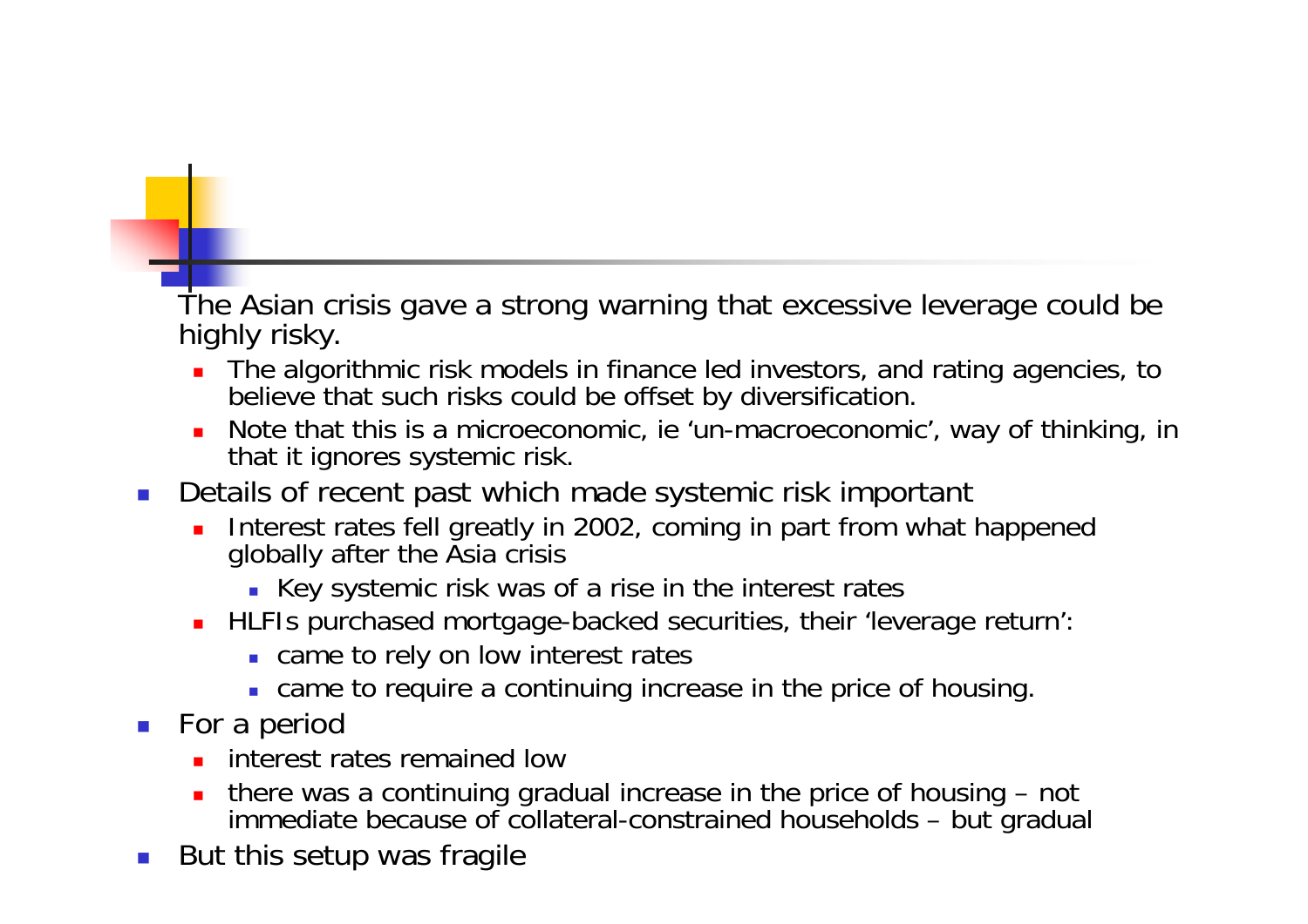- The Asian crisis gave a strong warning that excessive leverage could be highly risky.
  - The algorithmic risk models in finance led investors, and rating agencies, to believe that such risks could be offset by diversification.
  - Note that this is a microeconomic, ie 'un-macroeconomic', way of thinking, in that it ignores systemic risk.
- Details of recent past which made systemic risk important
  - Interest rates fell greatly in 2002, coming in part from what happened globally after the Asia crisis
    - Key systemic risk was of a rise in the interest rates
  - HLFIs purchased mortgage-backed securities, their 'leverage return':
    - came to rely on low interest rates
    - came to require a continuing increase in the price of housing.
- For a period
  - interest rates remained low
  - there was a continuing gradual increase in the price of housing – not immediate because of collateral-constrained households – but gradual
- But this setup was fragile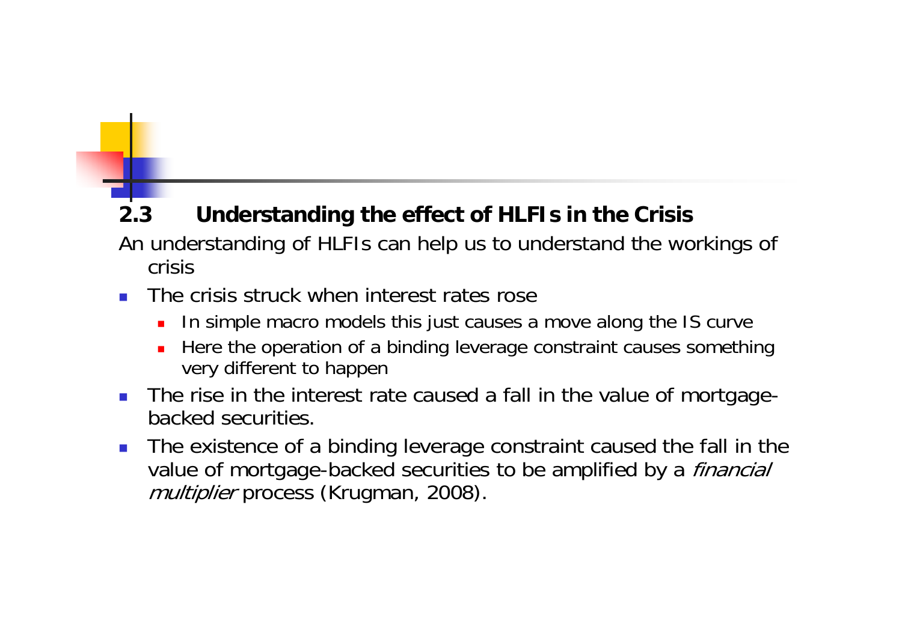## 2.3 Understanding the effect of HLFIs in the Crisis

An understanding of HLFIs can help us to understand the workings of crisis

- The crisis struck when interest rates rose
  - In simple macro models this just causes a move along the IS curve
  - Here the operation of a binding leverage constraint causes something very different to happen
- The rise in the interest rate caused a fall in the value of mortgage-backed securities.
- The existence of a binding leverage constraint caused the fall in the value of mortgage-backed securities to be amplified by a *financial multiplier* process (Krugman, 2008).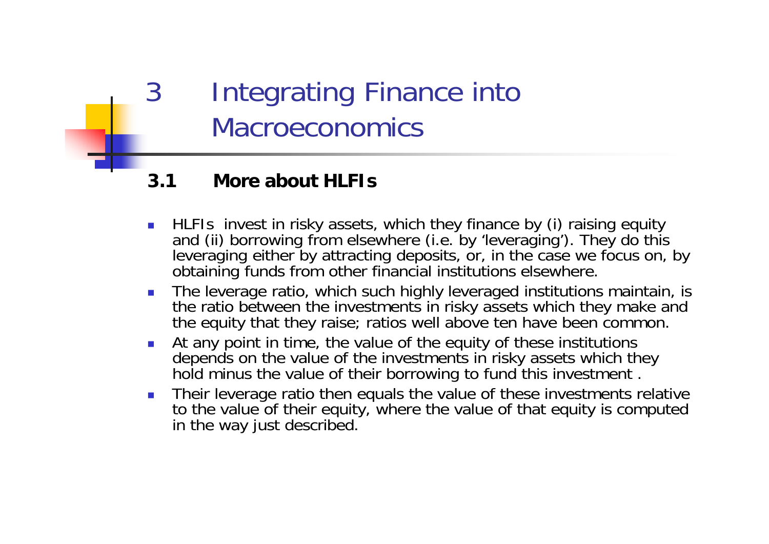# 3 Integrating Finance into Macroeconomics

## 3.1 More about HLFIs

- HLFIs invest in risky assets, which they finance by (i) raising equity and (ii) borrowing from elsewhere (i.e. by 'leveraging'). They do this leveraging either by attracting deposits, or, in the case we focus on, by obtaining funds from other financial institutions elsewhere.
- The leverage ratio, which such highly leveraged institutions maintain, is the ratio between the investments in risky assets which they make and the equity that they raise; ratios well above ten have been common.
- At any point in time, the value of the equity of these institutions depends on the value of the investments in risky assets which they hold minus the value of their borrowing to fund this investment .
- Their leverage ratio then equals the value of these investments relative to the value of their equity, where the value of that equity is computed in the way just described.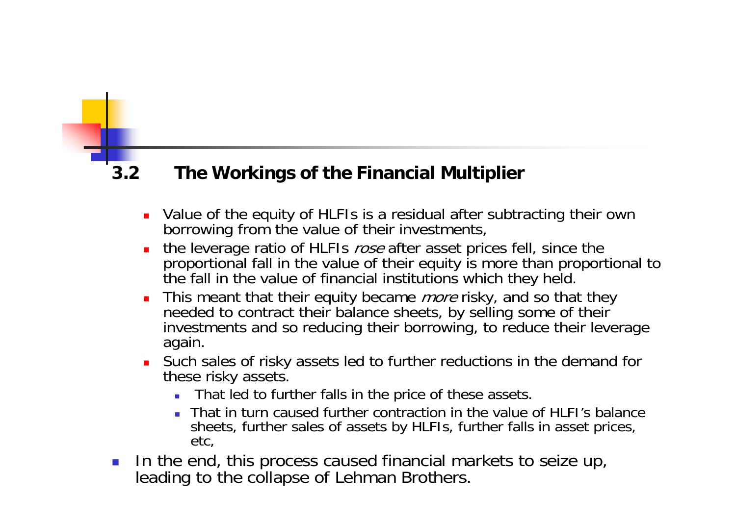## 3.2 The Workings of the Financial Multiplier

- Value of the equity of HLFIs is a residual after subtracting their own borrowing from the value of their investments,
- the leverage ratio of HLFIs *rose* after asset prices fell, since the proportional fall in the value of their equity is more than proportional to the fall in the value of financial institutions which they held.
- This meant that their equity became *more* risky, and so that they needed to contract their balance sheets, by selling some of their investments and so reducing their borrowing, to reduce their leverage again.
- Such sales of risky assets led to further reductions in the demand for these risky assets.
  - That led to further falls in the price of these assets.
  - That in turn caused further contraction in the value of HLFI's balance sheets, further sales of assets by HLFIs, further falls in asset prices, etc,

- In the end, this process caused financial markets to seize up, leading to the collapse of Lehman Brothers.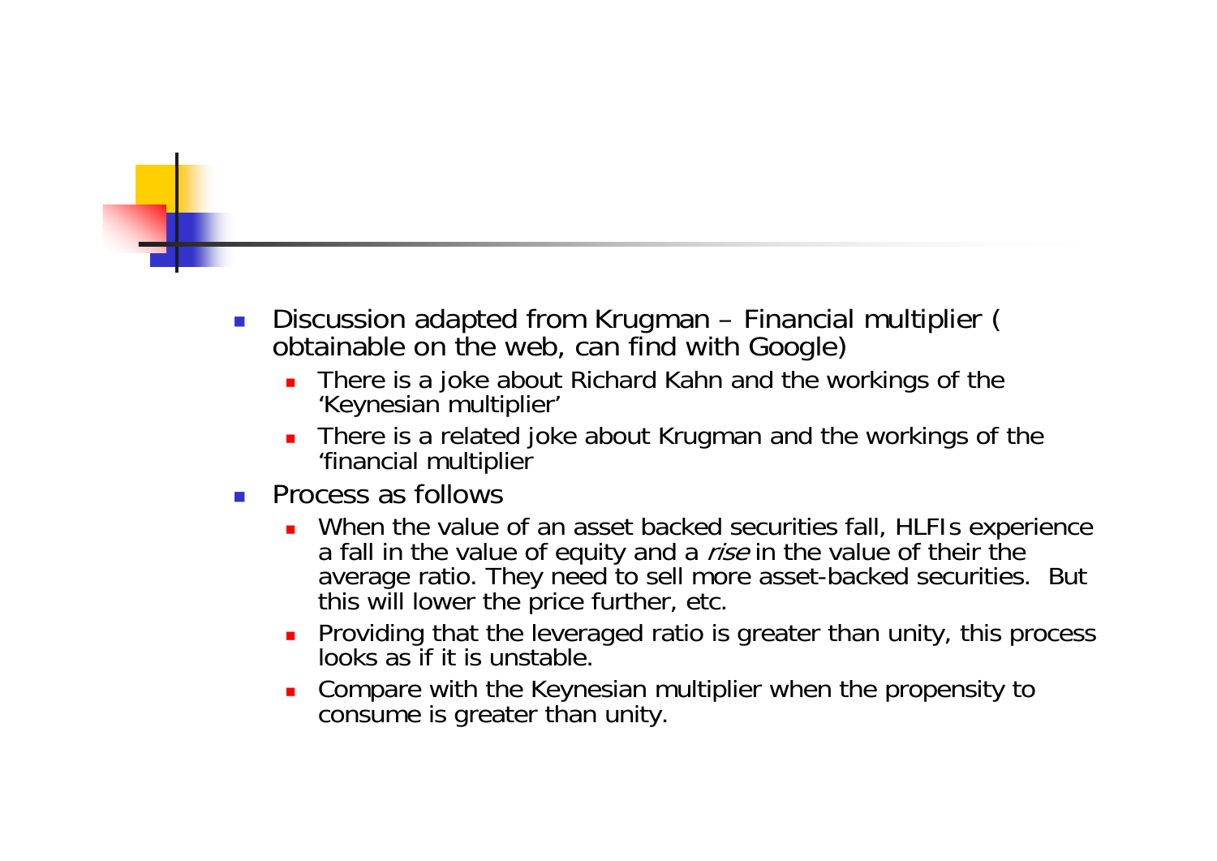- Discussion adapted from Krugman – Financial multiplier ( obtainable on the web, can find with Google)
  - There is a joke about Richard Kahn and the workings of the 'Keynesian multiplier'
  - There is a related joke about Krugman and the workings of the 'financial multiplier
- Process as follows
  - When the value of an asset backed securities fall, HLFIs experience a fall in the value of equity and a *rise* in the value of their the average ratio. They need to sell more asset-backed securities. But this will lower the price further, etc.
  - Providing that the leveraged ratio is greater than unity, this process looks as if it is unstable.
  - Compare with the Keynesian multiplier when the propensity to consume is greater than unity.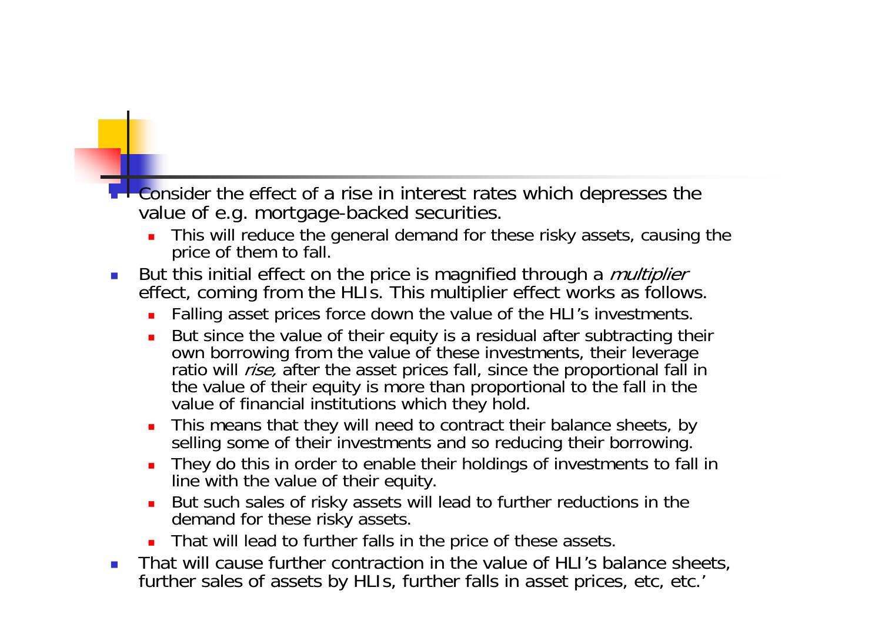- Consider the effect of a rise in interest rates which depresses the value of e.g. mortgage-backed securities.
  - This will reduce the general demand for these risky assets, causing the price of them to fall.
- But this initial effect on the price is magnified through a *multiplier* effect, coming from the HLIs. This multiplier effect works as follows.
  - Falling asset prices force down the value of the HLI's investments.
  - But since the value of their equity is a residual after subtracting their own borrowing from the value of these investments, their leverage ratio will *rise,* after the asset prices fall, since the proportional fall in the value of their equity is more than proportional to the fall in the value of financial institutions which they hold.
  - This means that they will need to contract their balance sheets, by selling some of their investments and so reducing their borrowing.
  - They do this in order to enable their holdings of investments to fall in line with the value of their equity.
  - But such sales of risky assets will lead to further reductions in the demand for these risky assets.
  - That will lead to further falls in the price of these assets.
- That will cause further contraction in the value of HLI's balance sheets, further sales of assets by HLIs, further falls in asset prices, etc, etc.'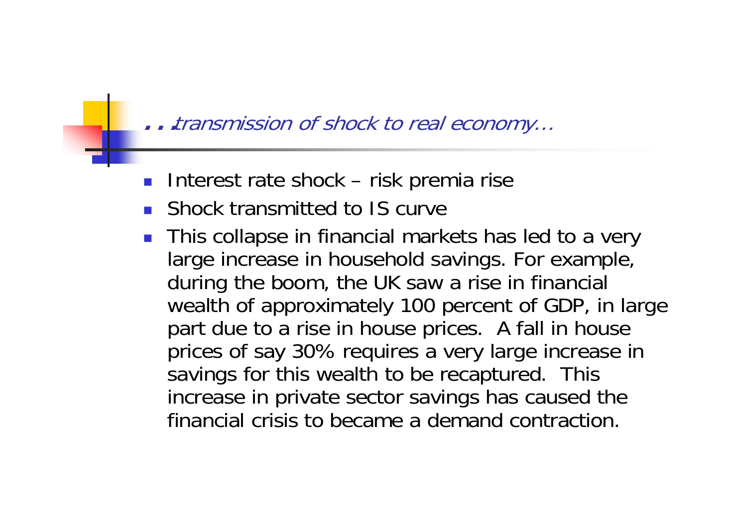## *. . . transmission of shock to real economy…*

- Interest rate shock – risk premia rise
- Shock transmitted to IS curve
- This collapse in financial markets has led to a very large increase in household savings. For example, during the boom, the UK saw a rise in financial wealth of approximately 100 percent of GDP, in large part due to a rise in house prices. A fall in house prices of say 30% requires a very large increase in savings for this wealth to be recaptured. This increase in private sector savings has caused the financial crisis to became a demand contraction.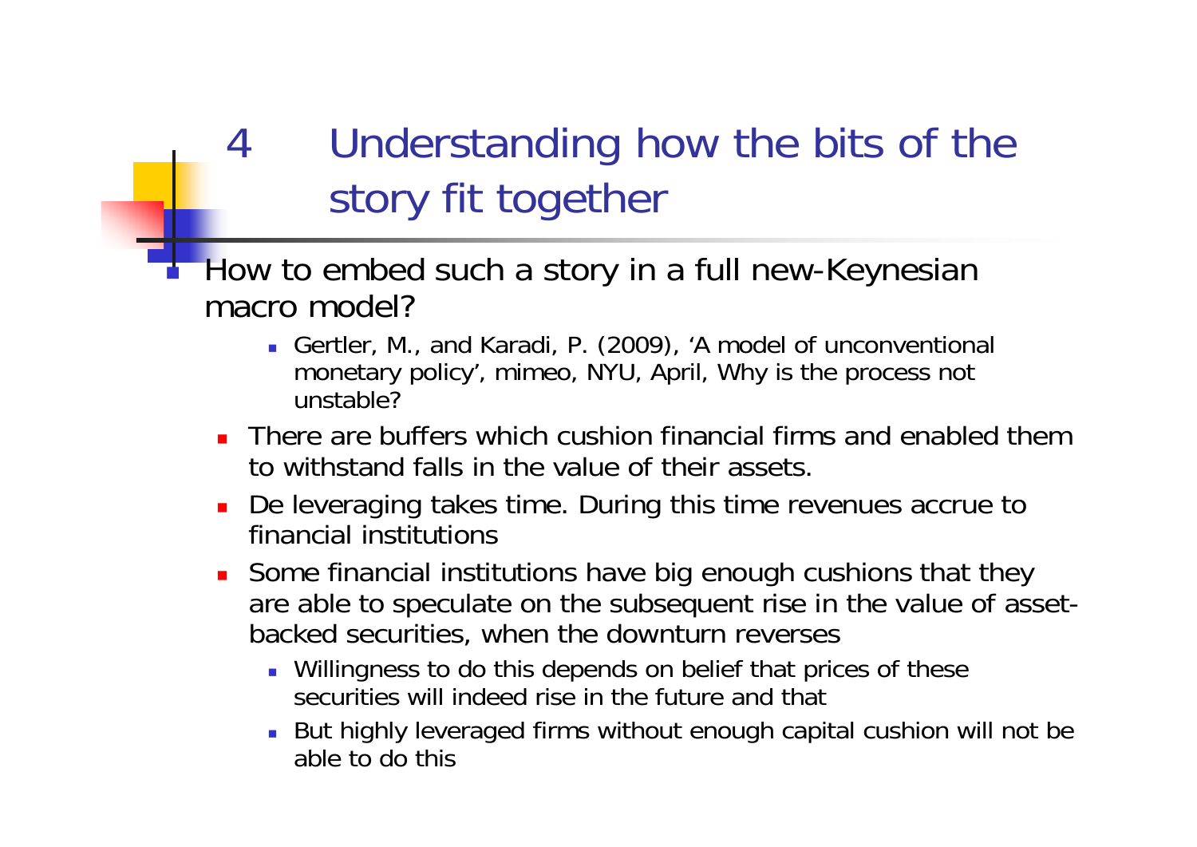# 4 Understanding how the bits of the story fit together

- How to embed such a story in a full new-Keynesian macro model?
  - Gertler, M., and Karadi, P. (2009), 'A model of unconventional monetary policy', mimeo, NYU, April, Why is the process not unstable?
- There are buffers which cushion financial firms and enabled them to withstand falls in the value of their assets.
- De leveraging takes time. During this time revenues accrue to financial institutions
- Some financial institutions have big enough cushions that they are able to speculate on the subsequent rise in the value of asset-backed securities, when the downturn reverses
  - Willingness to do this depends on belief that prices of these securities will indeed rise in the future and that
  - But highly leveraged firms without enough capital cushion will not be able to do this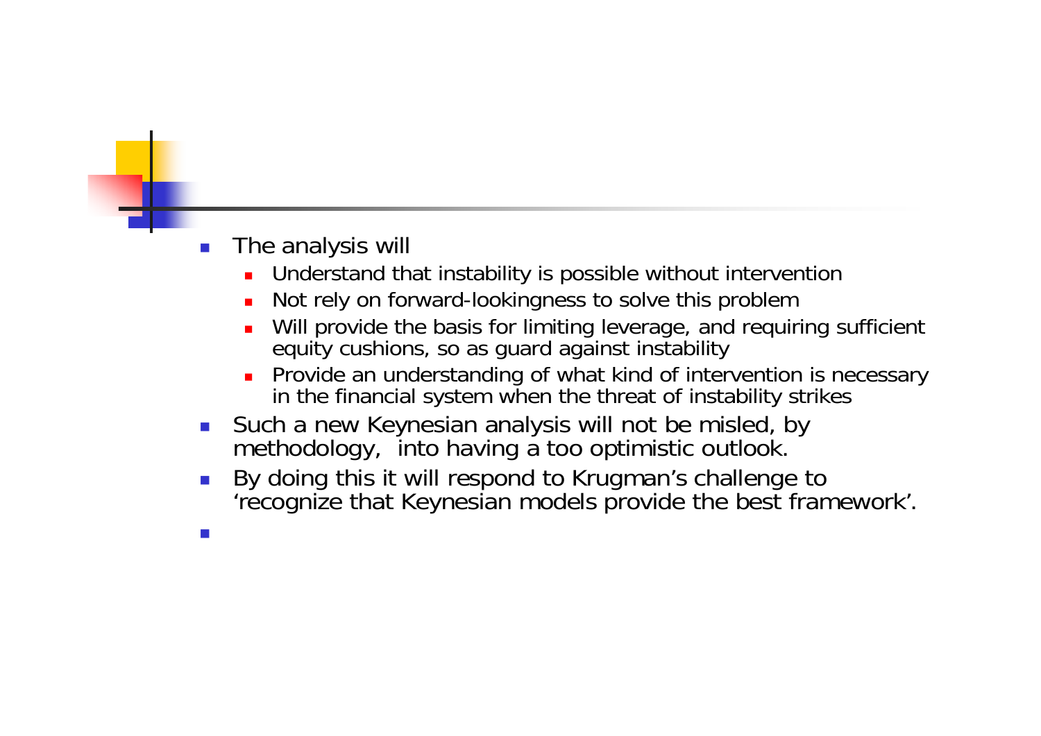- The analysis will
  - Understand that instability is possible without intervention
  - Not rely on forward-lookingness to solve this problem
  - Will provide the basis for limiting leverage, and requiring sufficient equity cushions, so as guard against instability
  - Provide an understanding of what kind of intervention is necessary in the financial system when the threat of instability strikes
- Such a new Keynesian analysis will not be misled, by methodology, into having a too optimistic outlook.
- By doing this it will respond to Krugman's challenge to 'recognize that Keynesian models provide the best framework'.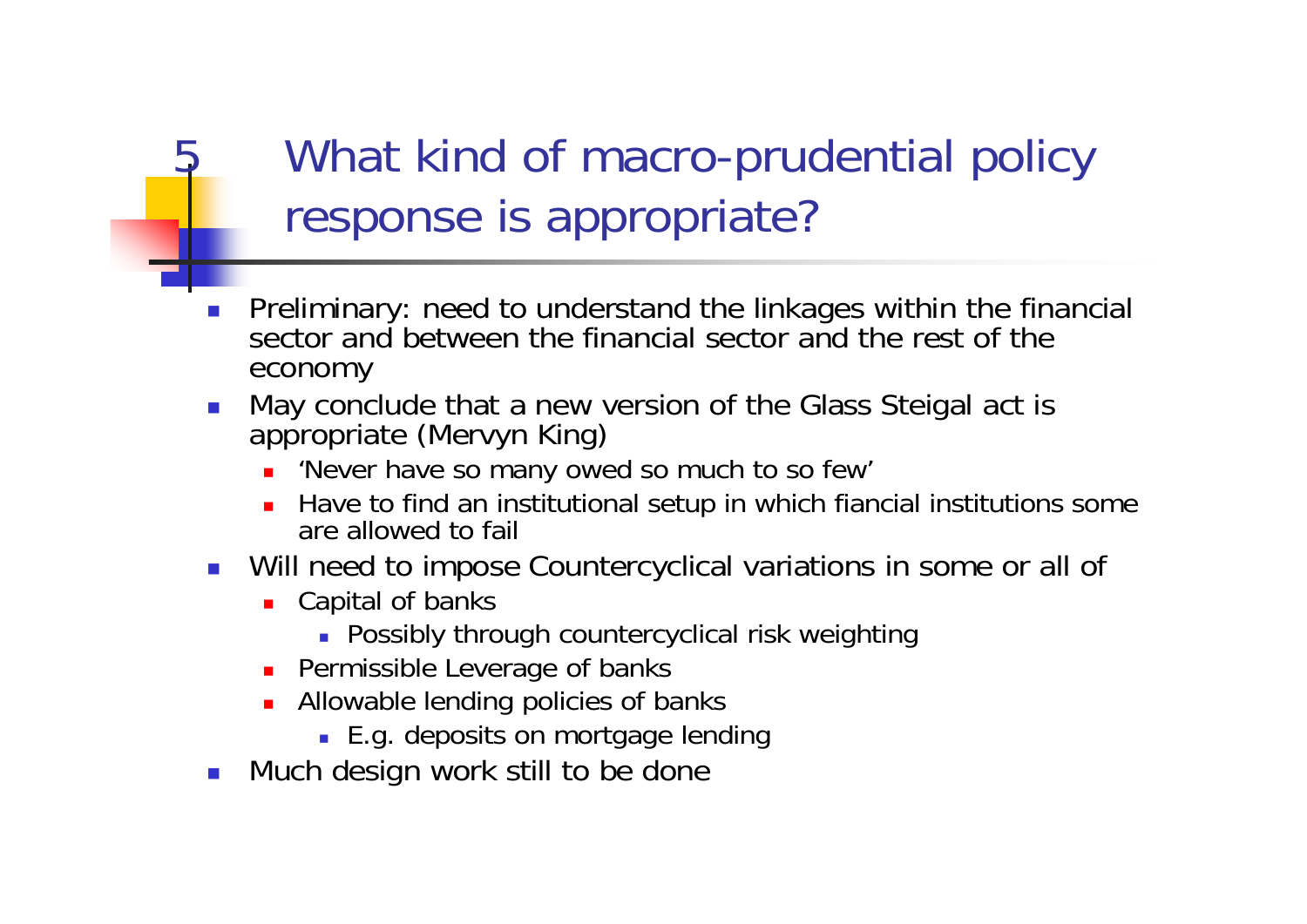# 5 What kind of macro-prudential policy response is appropriate?

- Preliminary: need to understand the linkages within the financial sector and between the financial sector and the rest of the economy
- May conclude that a new version of the Glass Steigal act is appropriate (Mervyn King)
  - 'Never have so many owed so much to so few'
  - Have to find an institutional setup in which fiancial institutions some are allowed to fail
- Will need to impose Countercyclical variations in some or all of
  - Capital of banks
    - Possibly through countercyclical risk weighting
  - Permissible Leverage of banks
  - Allowable lending policies of banks
    - E.g. deposits on mortgage lending
- Much design work still to be done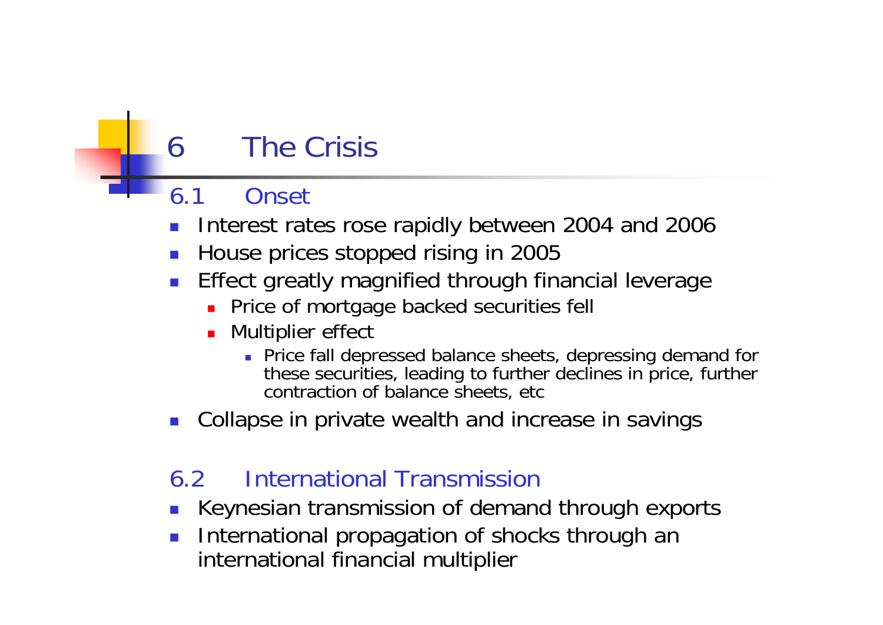# 6 The Crisis

## 6.1 Onset

- Interest rates rose rapidly between 2004 and 2006
- House prices stopped rising in 2005
- Effect greatly magnified through financial leverage
  - Price of mortgage backed securities fell
  - Multiplier effect
    - Price fall depressed balance sheets, depressing demand for these securities, leading to further declines in price, further contraction of balance sheets, etc
- Collapse in private wealth and increase in savings

## 6.2 International Transmission

- Keynesian transmission of demand through exports
- International propagation of shocks through an international financial multiplier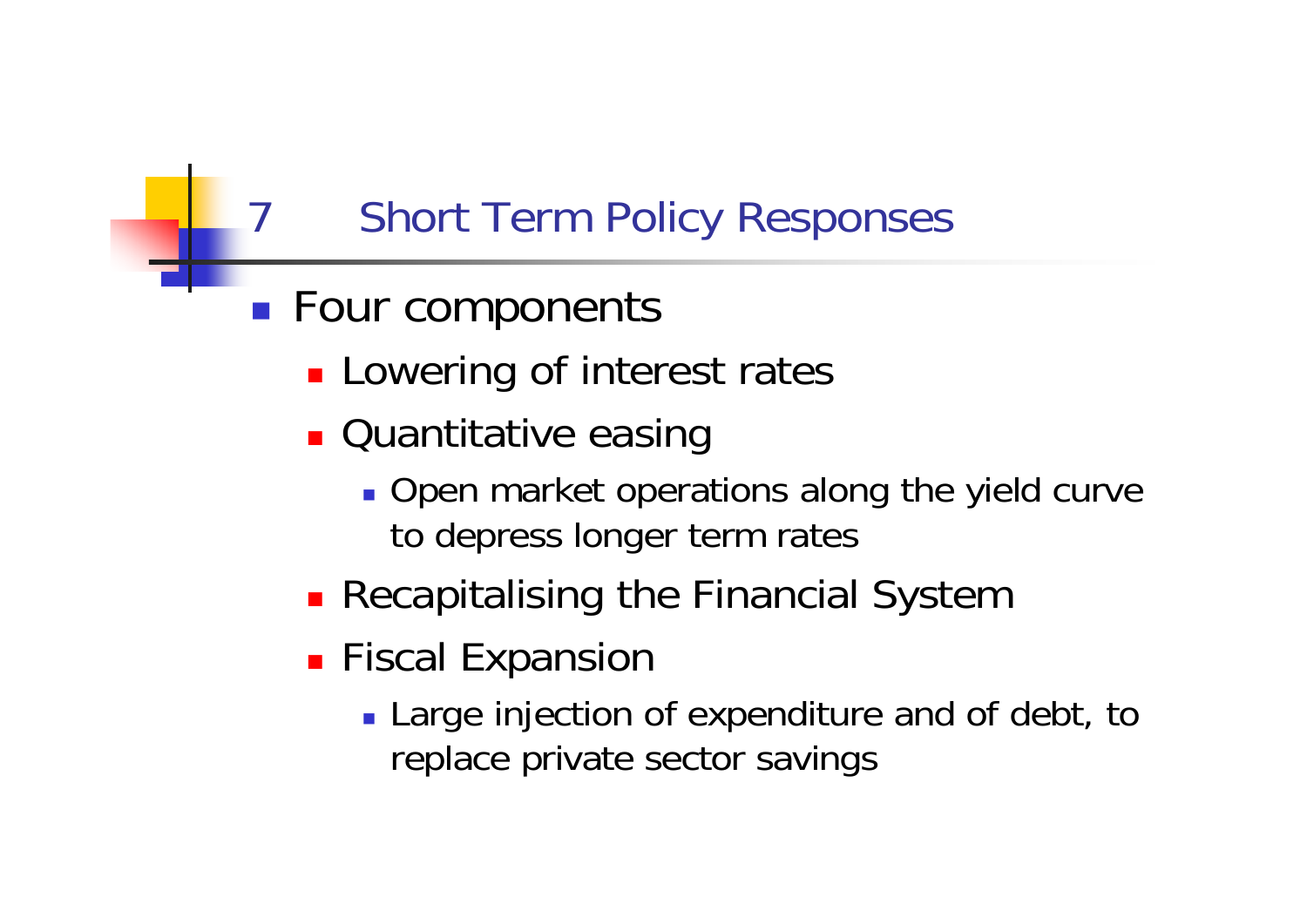## 7 Short Term Policy Responses

- Four components
  - Lowering of interest rates
  - Quantitative easing
    - Open market operations along the yield curve to depress longer term rates
  - Recapitalising the Financial System
  - Fiscal Expansion
    - Large injection of expenditure and of debt, to replace private sector savings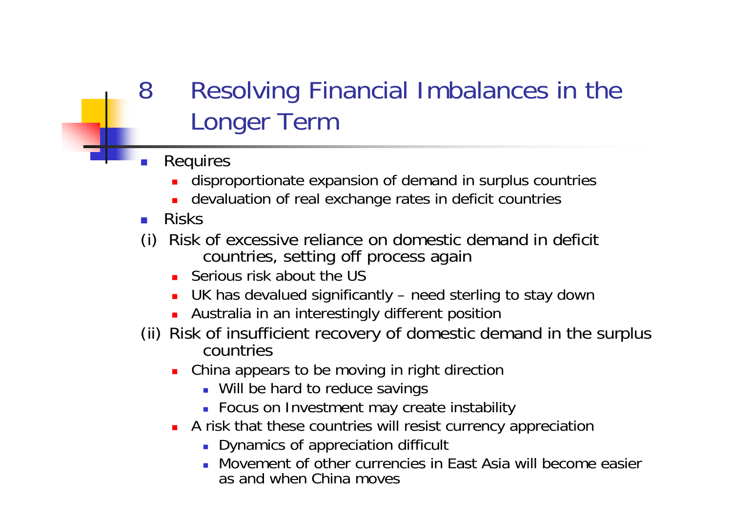# 8 Resolving Financial Imbalances in the Longer Term

- Requires
  - disproportionate expansion of demand in surplus countries
  - devaluation of real exchange rates in deficit countries
- Risks

(i) Risk of excessive reliance on domestic demand in deficit countries, setting off process again

- Serious risk about the US
- UK has devalued significantly – need sterling to stay down
- Australia in an interestingly different position

(ii) Risk of insufficient recovery of domestic demand in the surplus countries

- China appears to be moving in right direction
  - Will be hard to reduce savings
  - Focus on Investment may create instability
- A risk that these countries will resist currency appreciation
  - Dynamics of appreciation difficult
  - Movement of other currencies in East Asia will become easier as and when China moves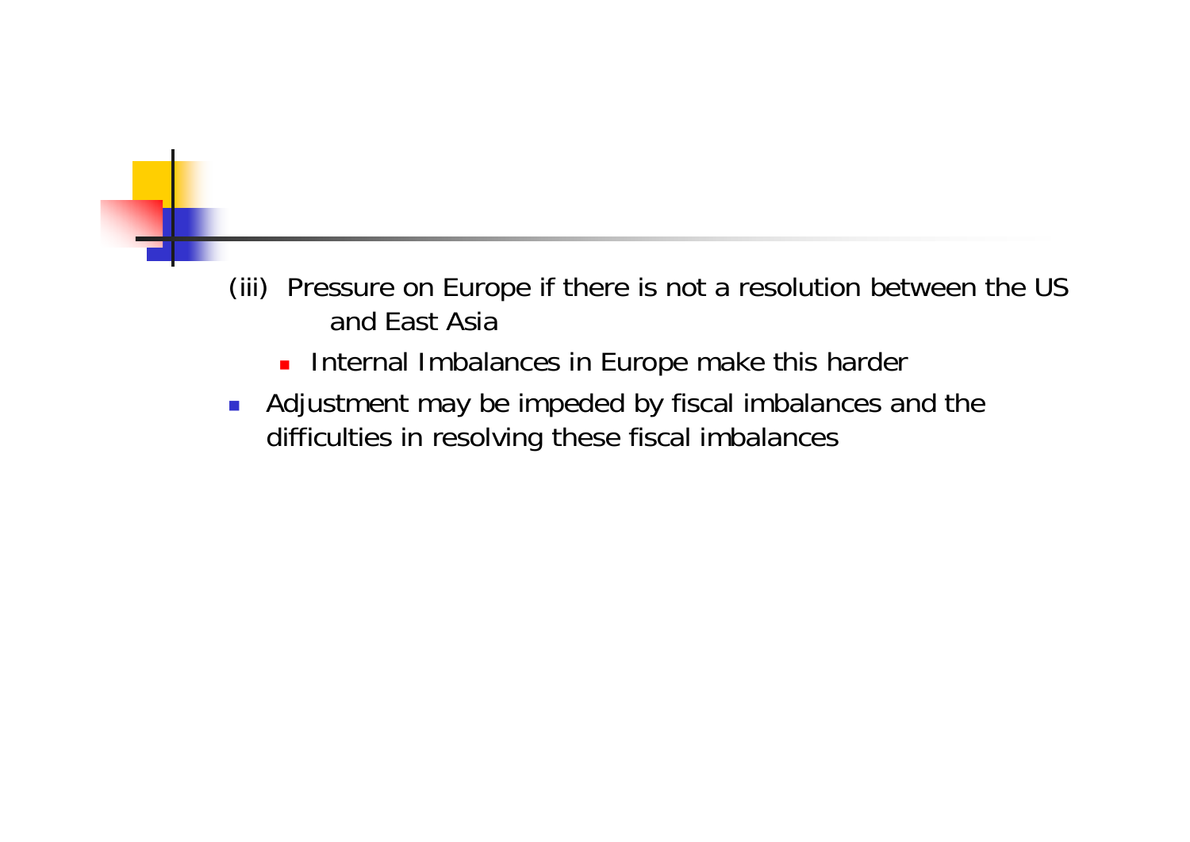(iii) Pressure on Europe if there is not a resolution between the US and East Asia

  - Internal Imbalances in Europe make this harder

- Adjustment may be impeded by fiscal imbalances and the difficulties in resolving these fiscal imbalances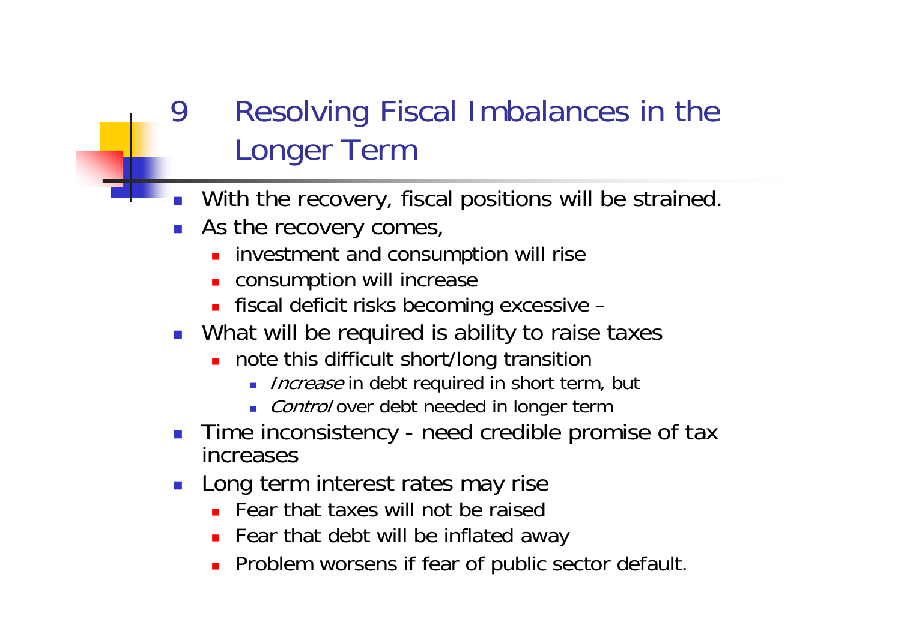# 9 Resolving Fiscal Imbalances in the Longer Term

- With the recovery, fiscal positions will be strained.
- As the recovery comes,
  - investment and consumption will rise
  - consumption will increase
  - fiscal deficit risks becoming excessive –
- What will be required is ability to raise taxes
  - note this difficult short/long transition
    - *Increase* in debt required in short term, but
    - *Control* over debt needed in longer term
- Time inconsistency - need credible promise of tax increases
- Long term interest rates may rise
  - Fear that taxes will not be raised
  - Fear that debt will be inflated away
  - Problem worsens if fear of public sector default.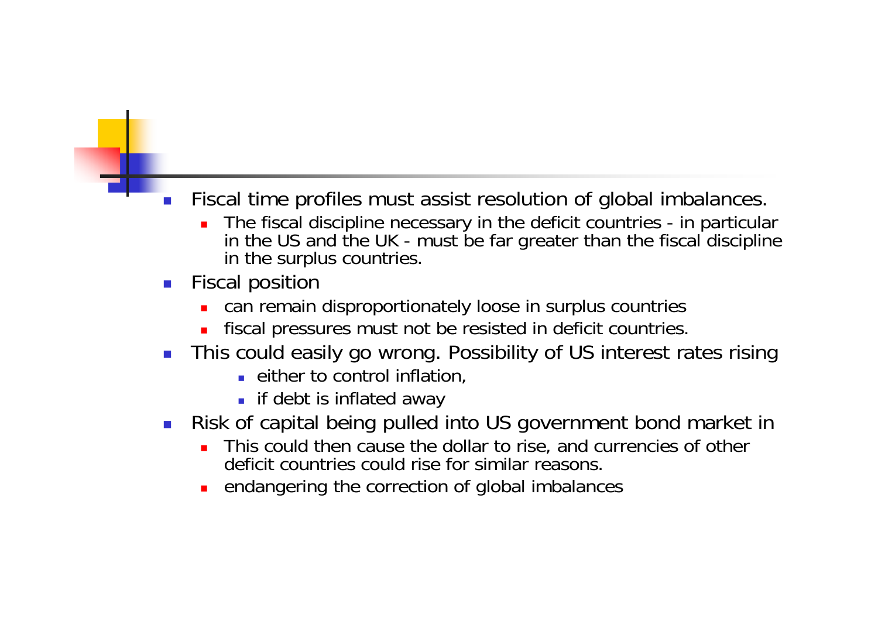- Fiscal time profiles must assist resolution of global imbalances.
  - The fiscal discipline necessary in the deficit countries - in particular in the US and the UK - must be far greater than the fiscal discipline in the surplus countries.
- Fiscal position
  - can remain disproportionately loose in surplus countries
  - fiscal pressures must not be resisted in deficit countries.
- This could easily go wrong. Possibility of US interest rates rising
  - either to control inflation,
  - if debt is inflated away
- Risk of capital being pulled into US government bond market in
  - This could then cause the dollar to rise, and currencies of other deficit countries could rise for similar reasons.
  - endangering the correction of global imbalances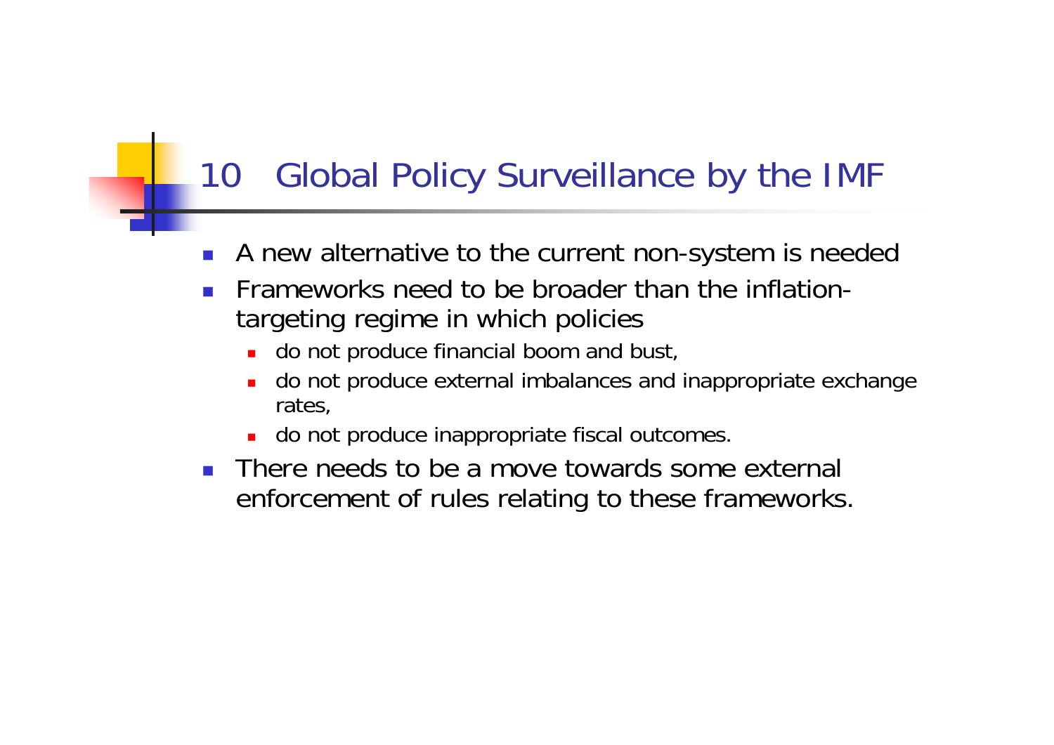# 10 Global Policy Surveillance by the IMF

- A new alternative to the current non-system is needed
- Frameworks need to be broader than the inflation-targeting regime in which policies
  - do not produce financial boom and bust,
  - do not produce external imbalances and inappropriate exchange rates,
  - do not produce inappropriate fiscal outcomes.
- There needs to be a move towards some external enforcement of rules relating to these frameworks.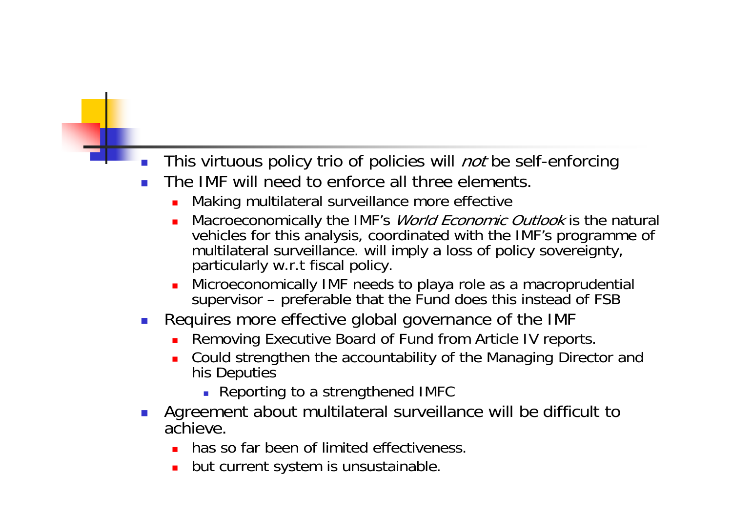- This virtuous policy trio of policies will *not* be self-enforcing
- The IMF will need to enforce all three elements.
  - Making multilateral surveillance more effective
  - Macroeconomically the IMF's *World Economic Outlook* is the natural vehicles for this analysis, coordinated with the IMF's programme of multilateral surveillance. will imply a loss of policy sovereignty, particularly w.r.t fiscal policy.
  - Microeconomically IMF needs to playa role as a macroprudential supervisor – preferable that the Fund does this instead of FSB
- Requires more effective global governance of the IMF
  - Removing Executive Board of Fund from Article IV reports.
  - Could strengthen the accountability of the Managing Director and his Deputies
    - Reporting to a strengthened IMFC
- Agreement about multilateral surveillance will be difficult to achieve.
  - has so far been of limited effectiveness.
  - but current system is unsustainable.